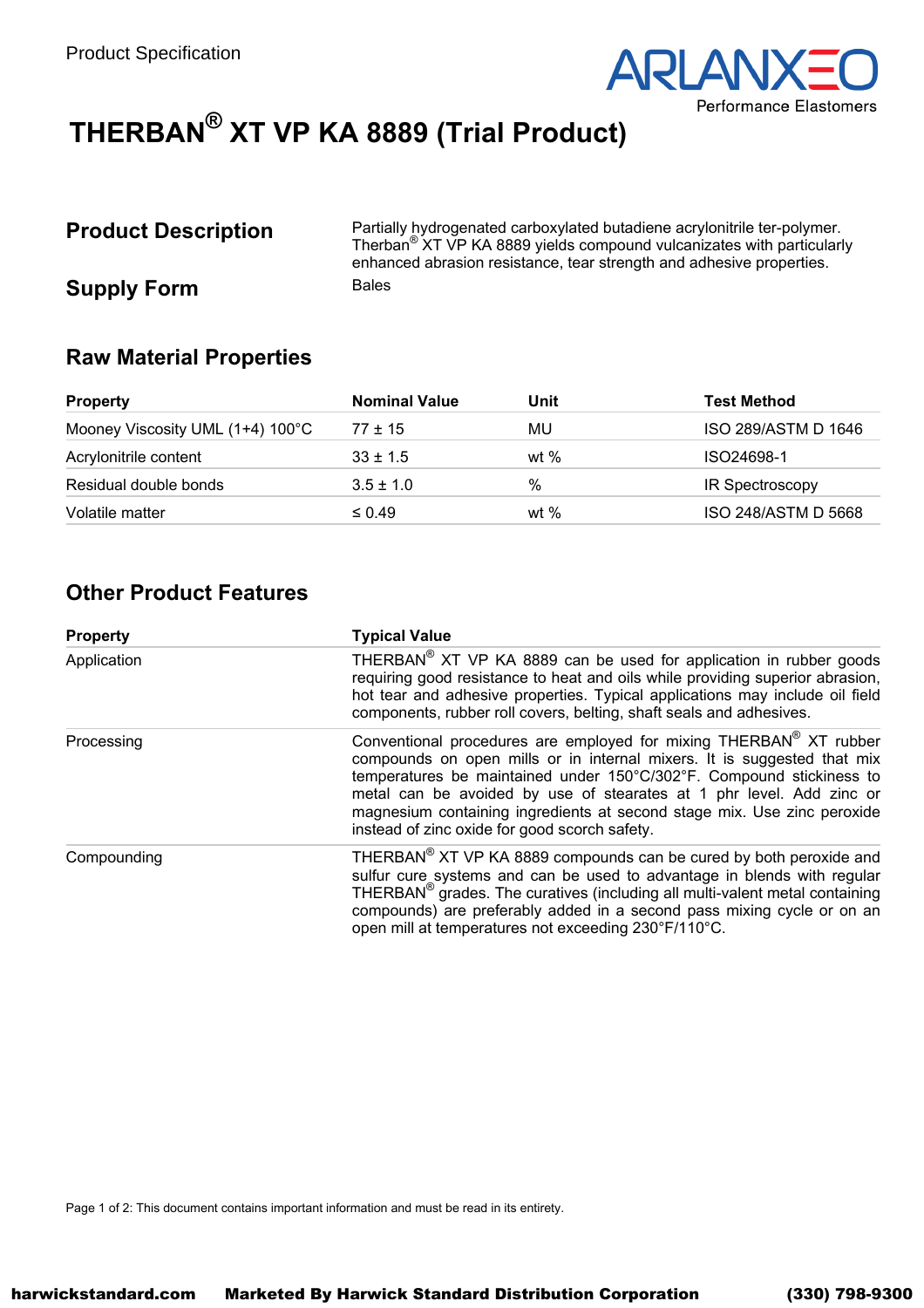Product Specification

ARLANXEO
Performance Elastomers

# THERBAN® XT VP KA 8889 (Trial Product)

## Product Description

Partially hydrogenated carboxylated butadiene acrylonitrile ter-polymer. Therban® XT VP KA 8889 yields compound vulcanizates with particularly enhanced abrasion resistance, tear strength and adhesive properties.

## Supply Form

Bales

## Raw Material Properties

| Property | Nominal Value | Unit | Test Method |
|---|---|---|---|
| Mooney Viscosity UML (1+4) 100°C | 77 ± 15 | MU | ISO 289/ASTM D 1646 |
| Acrylonitrile content | 33 ± 1.5 | wt % | ISO24698-1 |
| Residual double bonds | 3.5 ± 1.0 | % | IR Spectroscopy |
| Volatile matter | ≤ 0.49 | wt % | ISO 248/ASTM D 5668 |

## Other Product Features

| Property | Typical Value |
|---|---|
| Application | THERBAN® XT VP KA 8889 can be used for application in rubber goods requiring good resistance to heat and oils while providing superior abrasion, hot tear and adhesive properties. Typical applications may include oil field components, rubber roll covers, belting, shaft seals and adhesives. |
| Processing | Conventional procedures are employed for mixing THERBAN® XT rubber compounds on open mills or in internal mixers. It is suggested that mix temperatures be maintained under 150°C/302°F. Compound stickiness to metal can be avoided by use of stearates at 1 phr level. Add zinc or magnesium containing ingredients at second stage mix. Use zinc peroxide instead of zinc oxide for good scorch safety. |
| Compounding | THERBAN® XT VP KA 8889 compounds can be cured by both peroxide and sulfur cure systems and can be used to advantage in blends with regular THERBAN® grades. The curatives (including all multi-valent metal containing compounds) are preferably added in a second pass mixing cycle or on an open mill at temperatures not exceeding 230°F/110°C. |

Page 1 of 2: This document contains important information and must be read in its entirety.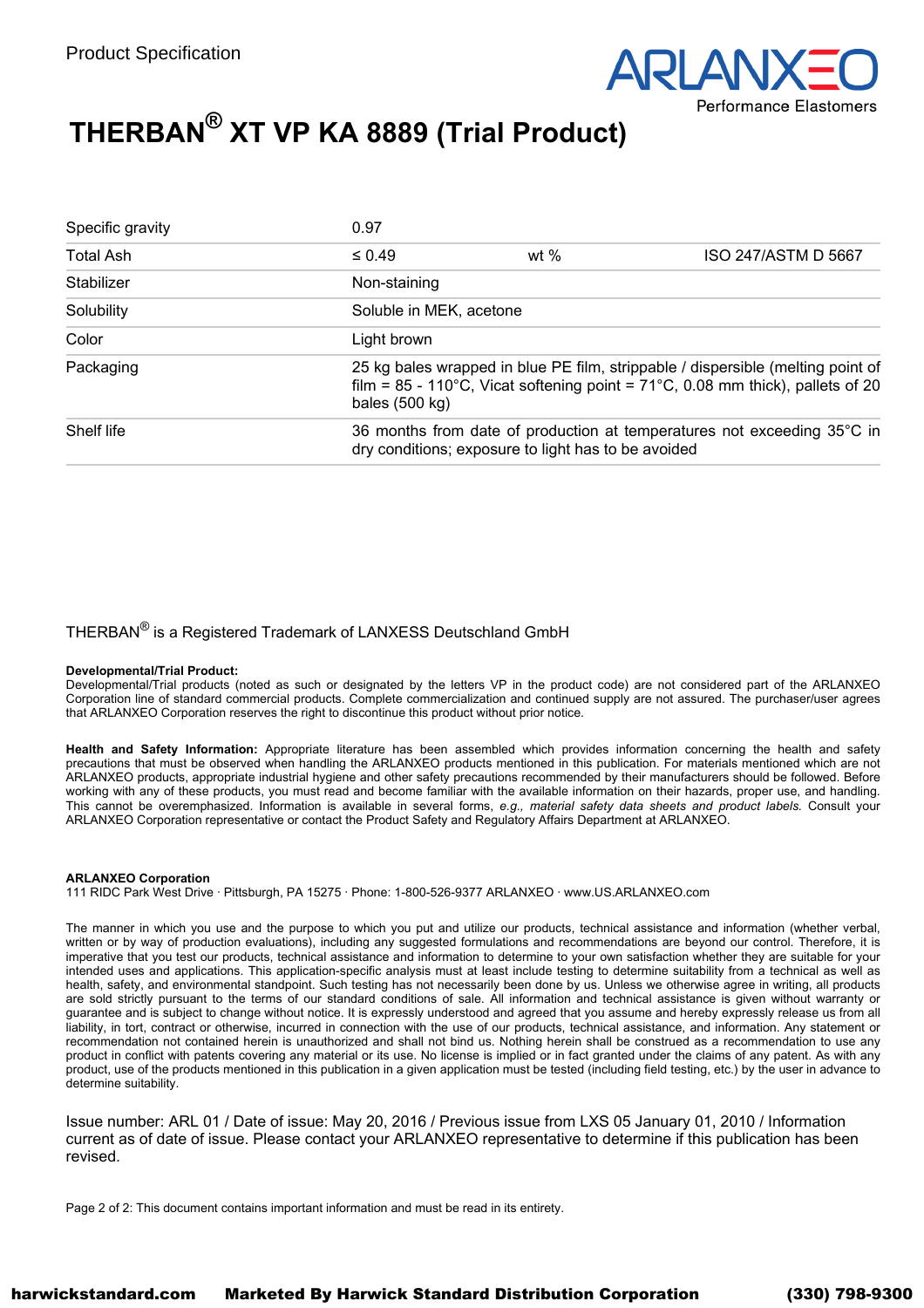Product Specification

# THERBAN® XT VP KA 8889 (Trial Product)

| | | | |
|---|---|---|---|
| Specific gravity | 0.97 | | |
| Total Ash | ≤ 0.49 | wt % | ISO 247/ASTM D 5667 |
| Stabilizer | Non-staining | | |
| Solubility | Soluble in MEK, acetone | | |
| Color | Light brown | | |
| Packaging | 25 kg bales wrapped in blue PE film, strippable / dispersible (melting point of film = 85 - 110°C, Vicat softening point = 71°C, 0.08 mm thick), pallets of 20 bales (500 kg) | | |
| Shelf life | 36 months from date of production at temperatures not exceeding 35°C in dry conditions; exposure to light has to be avoided | | |

THERBAN® is a Registered Trademark of LANXESS Deutschland GmbH

**Developmental/Trial Product:**
Developmental/Trial products (noted as such or designated by the letters VP in the product code) are not considered part of the ARLANXEO Corporation line of standard commercial products. Complete commercialization and continued supply are not assured. The purchaser/user agrees that ARLANXEO Corporation reserves the right to discontinue this product without prior notice.

**Health and Safety Information:** Appropriate literature has been assembled which provides information concerning the health and safety precautions that must be observed when handling the ARLANXEO products mentioned in this publication. For materials mentioned which are not ARLANXEO products, appropriate industrial hygiene and other safety precautions recommended by their manufacturers should be followed. Before working with any of these products, you must read and become familiar with the available information on their hazards, proper use, and handling. This cannot be overemphasized. Information is available in several forms, *e.g., material safety data sheets and product labels.* Consult your ARLANXEO Corporation representative or contact the Product Safety and Regulatory Affairs Department at ARLANXEO.

**ARLANXEO Corporation**
111 RIDC Park West Drive · Pittsburgh, PA 15275 · Phone: 1-800-526-9377 ARLANXEO · www.US.ARLANXEO.com

The manner in which you use and the purpose to which you put and utilize our products, technical assistance and information (whether verbal, written or by way of production evaluations), including any suggested formulations and recommendations are beyond our control. Therefore, it is imperative that you test our products, technical assistance and information to determine to your own satisfaction whether they are suitable for your intended uses and applications. This application-specific analysis must at least include testing to determine suitability from a technical as well as health, safety, and environmental standpoint. Such testing has not necessarily been done by us. Unless we otherwise agree in writing, all products are sold strictly pursuant to the terms of our standard conditions of sale. All information and technical assistance is given without warranty or guarantee and is subject to change without notice. It is expressly understood and agreed that you assume and hereby expressly release us from all liability, in tort, contract or otherwise, incurred in connection with the use of our products, technical assistance, and information. Any statement or recommendation not contained herein is unauthorized and shall not bind us. Nothing herein shall be construed as a recommendation to use any product in conflict with patents covering any material or its use. No license is implied or in fact granted under the claims of any patent. As with any product, use of the products mentioned in this publication in a given application must be tested (including field testing, etc.) by the user in advance to determine suitability.

Issue number: ARL 01 / Date of issue: May 20, 2016 / Previous issue from LXS 05 January 01, 2010 / Information current as of date of issue. Please contact your ARLANXEO representative to determine if this publication has been revised.

Page 2 of 2: This document contains important information and must be read in its entirety.